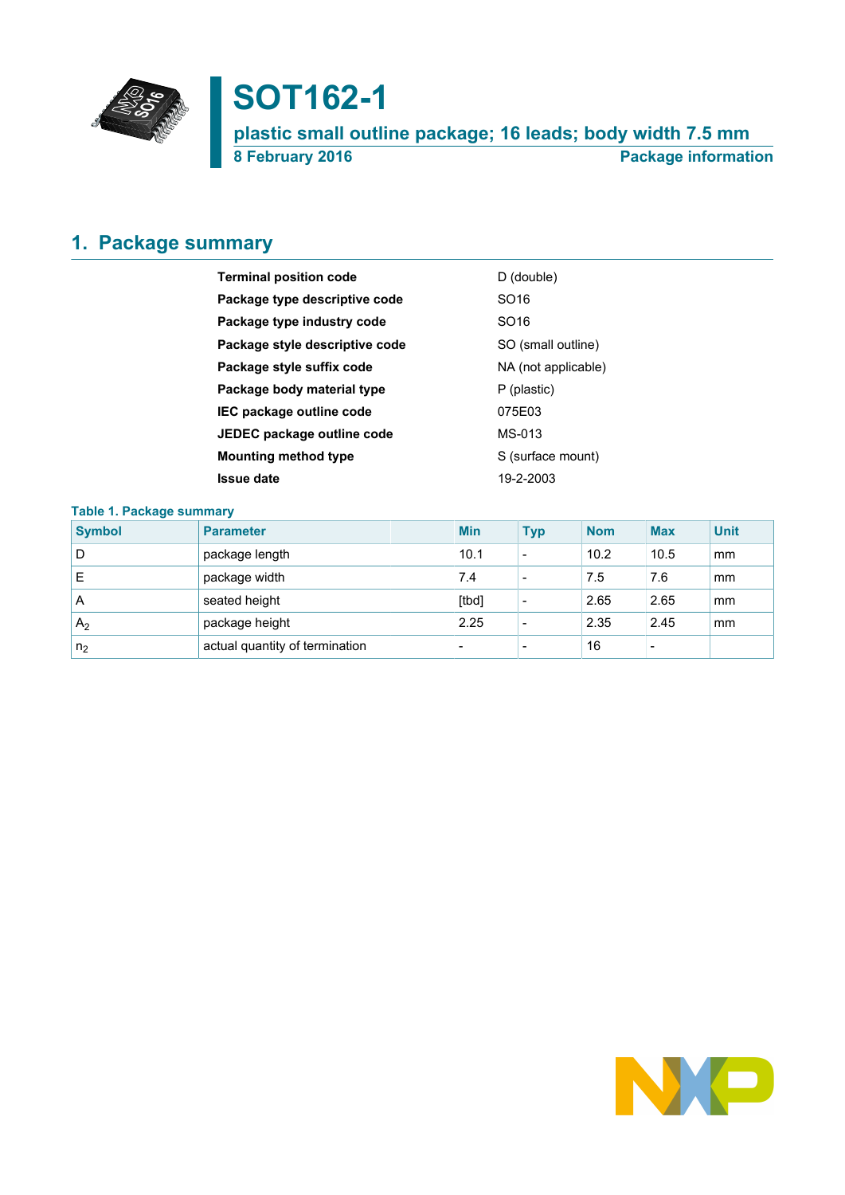# SOT162-1

## plastic small outline package; 16 leads; body width 7.5 mm

**8 February 2016** **Package information**

## 1. Package summary

| | |
|---|---|
| **Terminal position code** | D (double) |
| **Package type descriptive code** | SO16 |
| **Package type industry code** | SO16 |
| **Package style descriptive code** | SO (small outline) |
| **Package style suffix code** | NA (not applicable) |
| **Package body material type** | P (plastic) |
| **IEC package outline code** | 075E03 |
| **JEDEC package outline code** | MS-013 |
| **Mounting method type** | S (surface mount) |
| **Issue date** | 19-2-2003 |

**Table 1. Package summary**

| Symbol | Parameter | Min | Typ | Nom | Max | Unit |
|---|---|---|---|---|---|---|
| D | package length | 10.1 | - | 10.2 | 10.5 | mm |
| E | package width | 7.4 | - | 7.5 | 7.6 | mm |
| A | seated height | [tbd] | - | 2.65 | 2.65 | mm |
| $A_2$ | package height | 2.25 | - | 2.35 | 2.45 | mm |
| $n_2$ | actual quantity of termination | - | - | 16 | - | |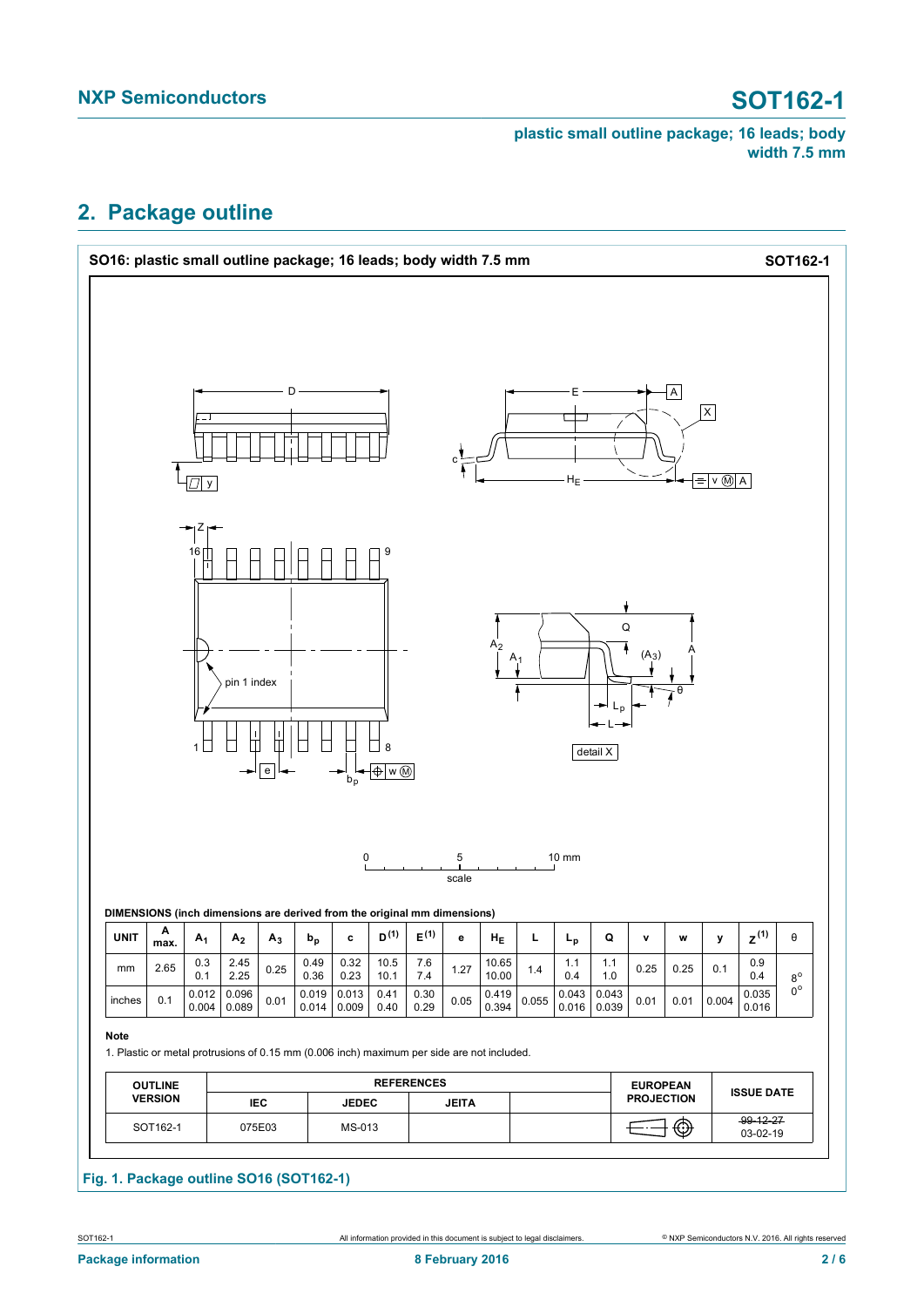## 2. Package outline

**SO16: plastic small outline package; 16 leads; body width 7.5 mm** — **SOT162-1**

0 — 5 — 10 mm
scale

**DIMENSIONS (inch dimensions are derived from the original mm dimensions)**

| UNIT | A max. | $A_1$ | $A_2$ | $A_3$ | $b_p$ | c | $D^{(1)}$ | $E^{(1)}$ | e | $H_E$ | L | $L_p$ | Q | v | w | y | $Z^{(1)}$ | θ |
|---|---|---|---|---|---|---|---|---|---|---|---|---|---|---|---|---|---|---|
| mm | 2.65 | 0.3<br>0.1 | 2.45<br>2.25 | 0.25 | 0.49<br>0.36 | 0.32<br>0.23 | 10.5<br>10.1 | 7.6<br>7.4 | 1.27 | 10.65<br>10.00 | 1.4 | 1.1<br>0.4 | 1.1<br>1.0 | 0.25 | 0.25 | 0.1 | 0.9<br>0.4 | 8°<br>0° |
| inches | 0.1 | 0.012<br>0.004 | 0.096<br>0.089 | 0.01 | 0.019<br>0.014 | 0.013<br>0.009 | 0.41<br>0.40 | 0.30<br>0.29 | 0.05 | 0.419<br>0.394 | 0.055 | 0.043<br>0.016 | 0.043<br>0.039 | 0.01 | 0.01 | 0.004 | 0.035<br>0.016 | |

**Note**

1. Plastic or metal protrusions of 0.15 mm (0.006 inch) maximum per side are not included.

| OUTLINE VERSION | REFERENCES | | | | EUROPEAN PROJECTION | ISSUE DATE |
|---|---|---|---|---|---|---|
| | IEC | JEDEC | JEITA | | | |
| SOT162-1 | 075E03 | MS-013 | | | | ~~99-12-27~~<br>03-02-19 |

**Fig. 1. Package outline SO16 (SOT162-1)**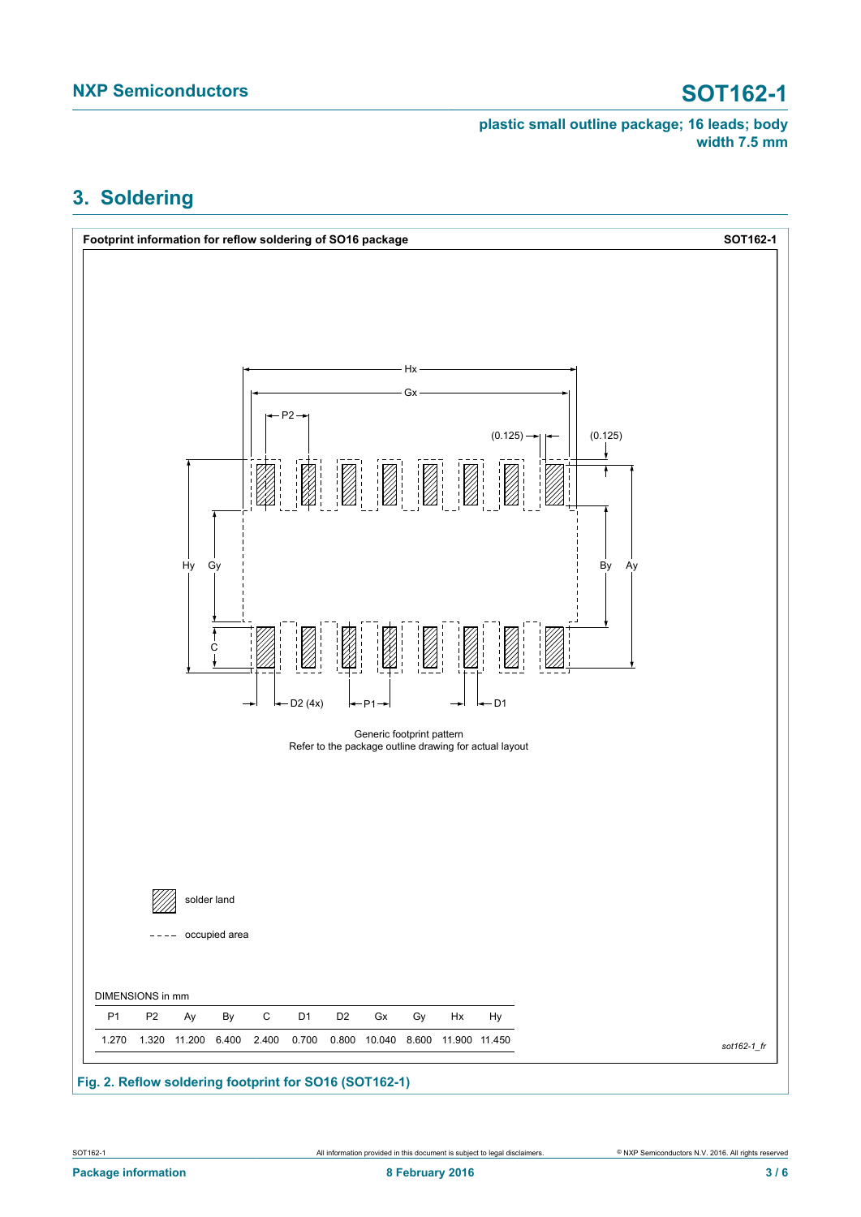## 3. Soldering

**Footprint information for reflow soldering of SO16 package** **SOT162-1**

Generic footprint pattern
Refer to the package outline drawing for actual layout

solder land

occupied area

DIMENSIONS in mm

| P1 | P2 | Ay | By | C | D1 | D2 | Gx | Gy | Hx | Hy |
|---|---|---|---|---|---|---|---|---|---|---|
| 1.270 | 1.320 | 11.200 | 6.400 | 2.400 | 0.700 | 0.800 | 10.040 | 8.600 | 11.900 | 11.450 |

*sot162-1_fr*

**Fig. 2. Reflow soldering footprint for SO16 (SOT162-1)**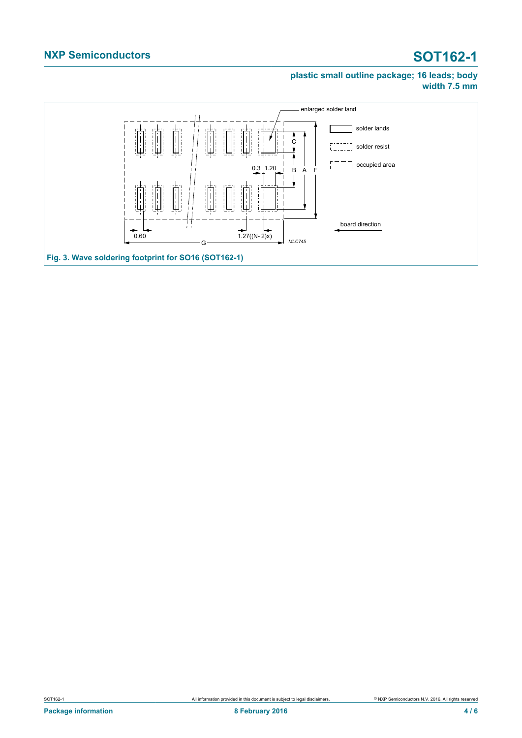plastic small outline package; 16 leads; body width 7.5 mm

Fig. 3. Wave soldering footprint for SO16 (SOT162-1)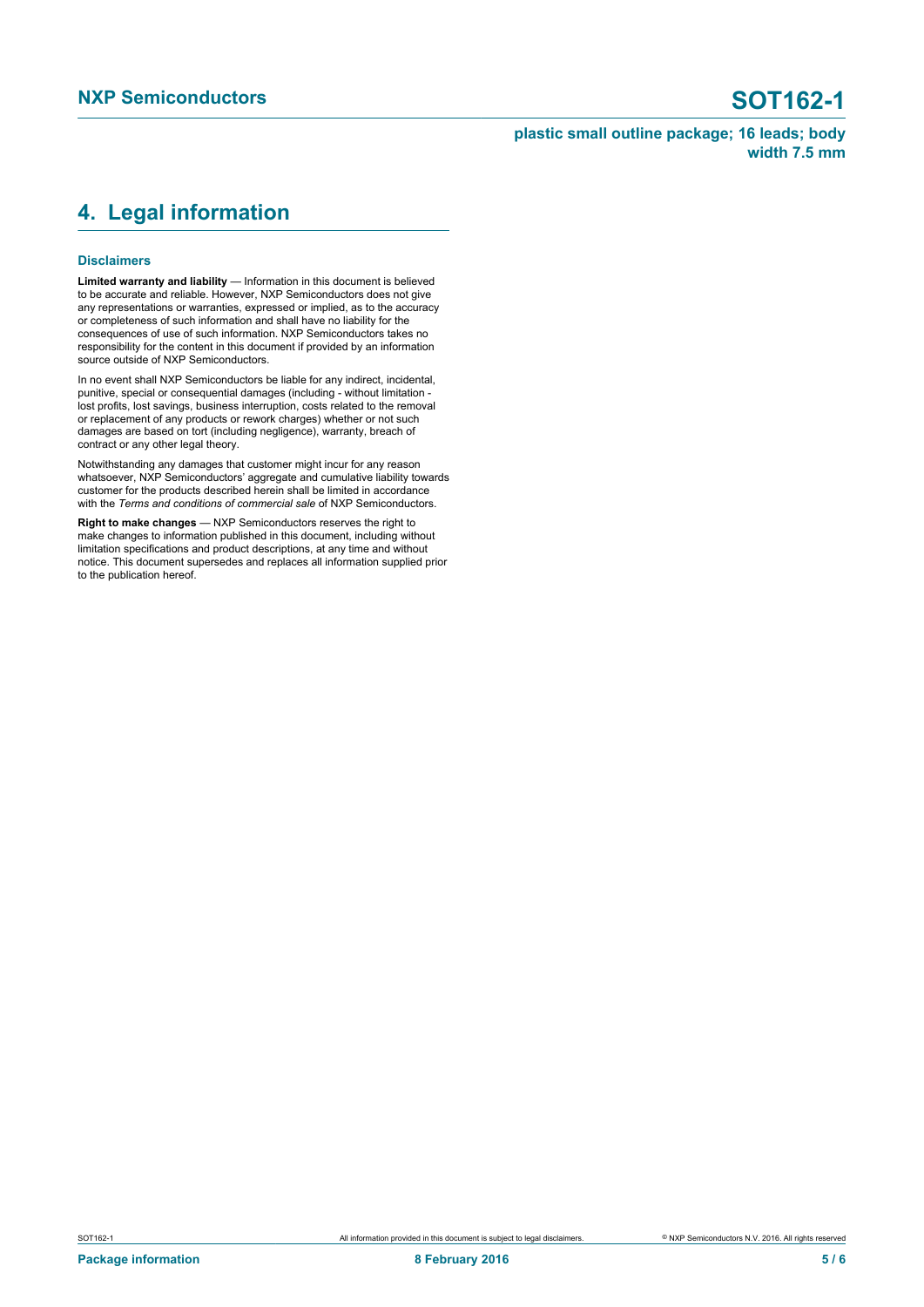## 4. Legal information

### Disclaimers

**Limited warranty and liability** — Information in this document is believed to be accurate and reliable. However, NXP Semiconductors does not give any representations or warranties, expressed or implied, as to the accuracy or completeness of such information and shall have no liability for the consequences of use of such information. NXP Semiconductors takes no responsibility for the content in this document if provided by an information source outside of NXP Semiconductors.

In no event shall NXP Semiconductors be liable for any indirect, incidental, punitive, special or consequential damages (including - without limitation - lost profits, lost savings, business interruption, costs related to the removal or replacement of any products or rework charges) whether or not such damages are based on tort (including negligence), warranty, breach of contract or any other legal theory.

Notwithstanding any damages that customer might incur for any reason whatsoever, NXP Semiconductors' aggregate and cumulative liability towards customer for the products described herein shall be limited in accordance with the *Terms and conditions of commercial sale* of NXP Semiconductors.

**Right to make changes** — NXP Semiconductors reserves the right to make changes to information published in this document, including without limitation specifications and product descriptions, at any time and without notice. This document supersedes and replaces all information supplied prior to the publication hereof.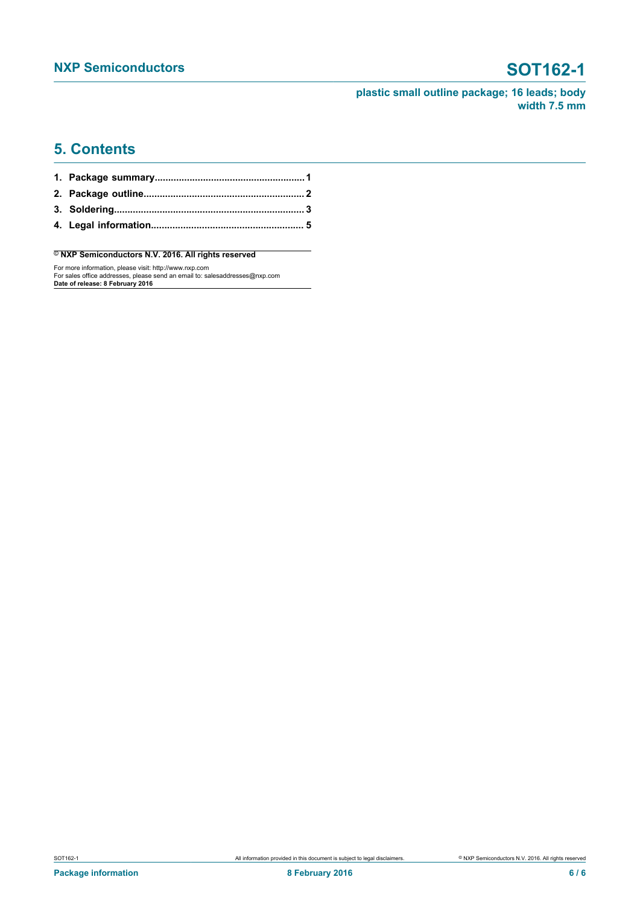## 5. Contents

**1. Package summary....................................................... 1**
**2. Package outline........................................................... 2**
**3. Soldering...................................................................... 3**
**4. Legal information........................................................ 5**

**© NXP Semiconductors N.V. 2016. All rights reserved**

For more information, please visit: http://www.nxp.com
For sales office addresses, please send an email to: salesaddresses@nxp.com
**Date of release: 8 February 2016**